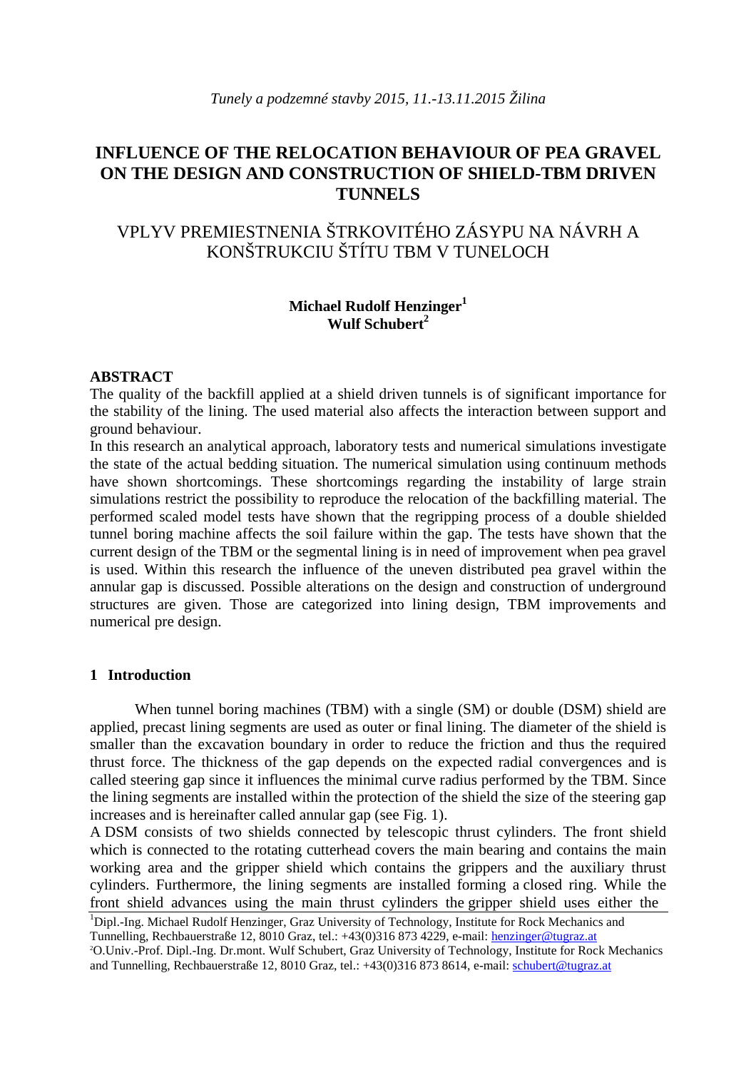*Tunely a podzemné stavby 2015, 11.-13.11.2015 Žilina*

# INFLUENCE OF THE RELOCATION BEHAVIOUR OF PEA GRAVEL ON THE DESIGN AND CONSTRUCTION OF SHIELD-TBM DRIVEN TUNNELS

# VPLYV PREMIESTNENIA ŠTRKOVITÉHO ZÁSYPU NA NÁVRH A KONŠTRUKCIU ŠTÍTU TBM V TUNELOCH

**Michael Rudolf Henzinger[1]**
**Wulf Schubert[2]**

## ABSTRACT

The quality of the backfill applied at a shield driven tunnels is of significant importance for the stability of the lining. The used material also affects the interaction between support and ground behaviour.

In this research an analytical approach, laboratory tests and numerical simulations investigate the state of the actual bedding situation. The numerical simulation using continuum methods have shown shortcomings. These shortcomings regarding the instability of large strain simulations restrict the possibility to reproduce the relocation of the backfilling material. The performed scaled model tests have shown that the regripping process of a double shielded tunnel boring machine affects the soil failure within the gap. The tests have shown that the current design of the TBM or the segmental lining is in need of improvement when pea gravel is used. Within this research the influence of the uneven distributed pea gravel within the annular gap is discussed. Possible alterations on the design and construction of underground structures are given. Those are categorized into lining design, TBM improvements and numerical pre design.

## 1 Introduction

When tunnel boring machines (TBM) with a single (SM) or double (DSM) shield are applied, precast lining segments are used as outer or final lining. The diameter of the shield is smaller than the excavation boundary in order to reduce the friction and thus the required thrust force. The thickness of the gap depends on the expected radial convergences and is called steering gap since it influences the minimal curve radius performed by the TBM. Since the lining segments are installed within the protection of the shield the size of the steering gap increases and is hereinafter called annular gap (see Fig. 1).

A DSM consists of two shields connected by telescopic thrust cylinders. The front shield which is connected to the rotating cutterhead covers the main bearing and contains the main working area and the gripper shield which contains the grippers and the auxiliary thrust cylinders. Furthermore, the lining segments are installed forming a closed ring. While the front shield advances using the main thrust cylinders the gripper shield uses either the

---

[1]Dipl.-Ing. Michael Rudolf Henzinger, Graz University of Technology, Institute for Rock Mechanics and Tunnelling, Rechbauerstraße 12, 8010 Graz, tel.: +43(0)316 873 4229, e-mail: henzinger@tugraz.at

[2]O.Univ.-Prof. Dipl.-Ing. Dr.mont. Wulf Schubert, Graz University of Technology, Institute for Rock Mechanics and Tunnelling, Rechbauerstraße 12, 8010 Graz, tel.: +43(0)316 873 8614, e-mail: schubert@tugraz.at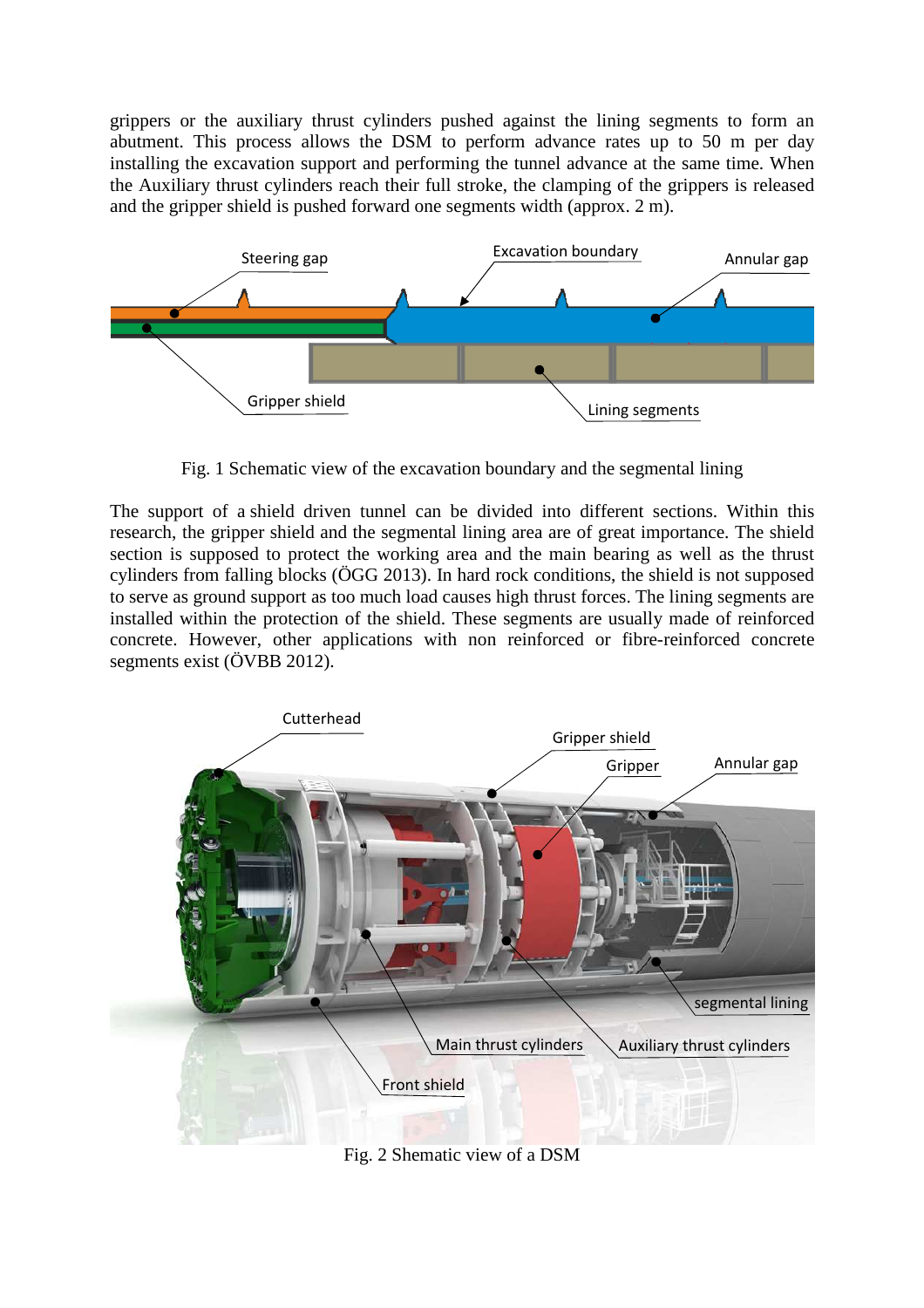grippers or the auxiliary thrust cylinders pushed against the lining segments to form an abutment. This process allows the DSM to perform advance rates up to 50 m per day installing the excavation support and performing the tunnel advance at the same time. When the Auxiliary thrust cylinders reach their full stroke, the clamping of the grippers is released and the gripper shield is pushed forward one segments width (approx. 2 m).

Fig. 1 Schematic view of the excavation boundary and the segmental lining

The support of a shield driven tunnel can be divided into different sections. Within this research, the gripper shield and the segmental lining area are of great importance. The shield section is supposed to protect the working area and the main bearing as well as the thrust cylinders from falling blocks (ÖGG 2013). In hard rock conditions, the shield is not supposed to serve as ground support as too much load causes high thrust forces. The lining segments are installed within the protection of the shield. These segments are usually made of reinforced concrete. However, other applications with non reinforced or fibre-reinforced concrete segments exist (ÖVBB 2012).

Fig. 2 Shematic view of a DSM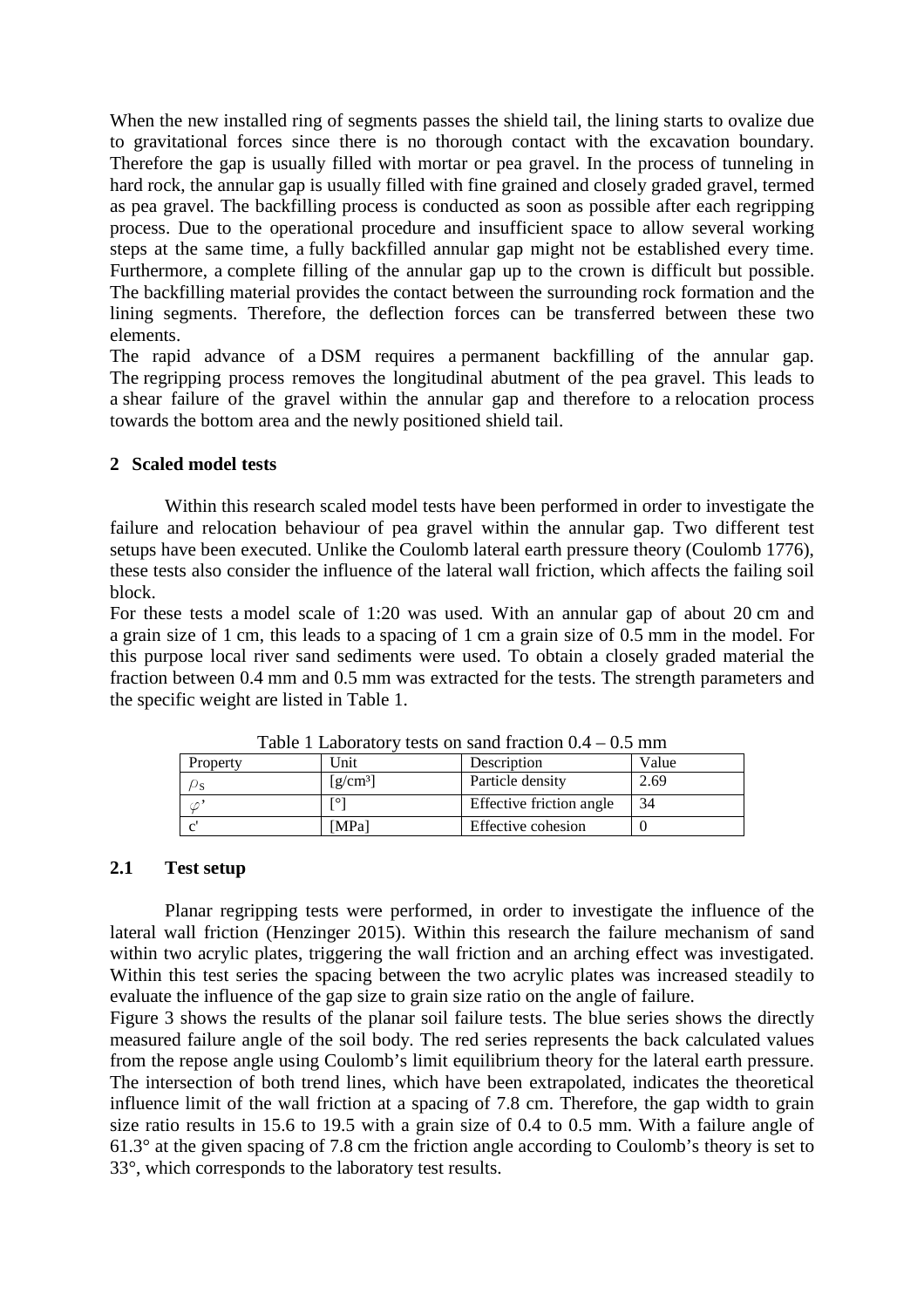When the new installed ring of segments passes the shield tail, the lining starts to ovalize due to gravitational forces since there is no thorough contact with the excavation boundary. Therefore the gap is usually filled with mortar or pea gravel. In the process of tunneling in hard rock, the annular gap is usually filled with fine grained and closely graded gravel, termed as pea gravel. The backfilling process is conducted as soon as possible after each regripping process. Due to the operational procedure and insufficient space to allow several working steps at the same time, a fully backfilled annular gap might not be established every time. Furthermore, a complete filling of the annular gap up to the crown is difficult but possible. The backfilling material provides the contact between the surrounding rock formation and the lining segments. Therefore, the deflection forces can be transferred between these two elements.

The rapid advance of a DSM requires a permanent backfilling of the annular gap. The regripping process removes the longitudinal abutment of the pea gravel. This leads to a shear failure of the gravel within the annular gap and therefore to a relocation process towards the bottom area and the newly positioned shield tail.

## 2 Scaled model tests

Within this research scaled model tests have been performed in order to investigate the failure and relocation behaviour of pea gravel within the annular gap. Two different test setups have been executed. Unlike the Coulomb lateral earth pressure theory (Coulomb 1776), these tests also consider the influence of the lateral wall friction, which affects the failing soil block.

For these tests a model scale of 1:20 was used. With an annular gap of about 20 cm and a grain size of 1 cm, this leads to a spacing of 1 cm a grain size of 0.5 mm in the model. For this purpose local river sand sediments were used. To obtain a closely graded material the fraction between 0.4 mm and 0.5 mm was extracted for the tests. The strength parameters and the specific weight are listed in Table 1.

Table 1 Laboratory tests on sand fraction 0.4 – 0.5 mm

| Property | Unit | Description | Value |
|---|---|---|---|
| $\rho_S$ | [g/cm³] | Particle density | 2.69 |
| $\varphi$' | [°] | Effective friction angle | 34 |
| c' | [MPa] | Effective cohesion | 0 |

### 2.1 Test setup

Planar regripping tests were performed, in order to investigate the influence of the lateral wall friction (Henzinger 2015). Within this research the failure mechanism of sand within two acrylic plates, triggering the wall friction and an arching effect was investigated. Within this test series the spacing between the two acrylic plates was increased steadily to evaluate the influence of the gap size to grain size ratio on the angle of failure.

Figure 3 shows the results of the planar soil failure tests. The blue series shows the directly measured failure angle of the soil body. The red series represents the back calculated values from the repose angle using Coulomb's limit equilibrium theory for the lateral earth pressure. The intersection of both trend lines, which have been extrapolated, indicates the theoretical influence limit of the wall friction at a spacing of 7.8 cm. Therefore, the gap width to grain size ratio results in 15.6 to 19.5 with a grain size of 0.4 to 0.5 mm. With a failure angle of 61.3° at the given spacing of 7.8 cm the friction angle according to Coulomb's theory is set to 33°, which corresponds to the laboratory test results.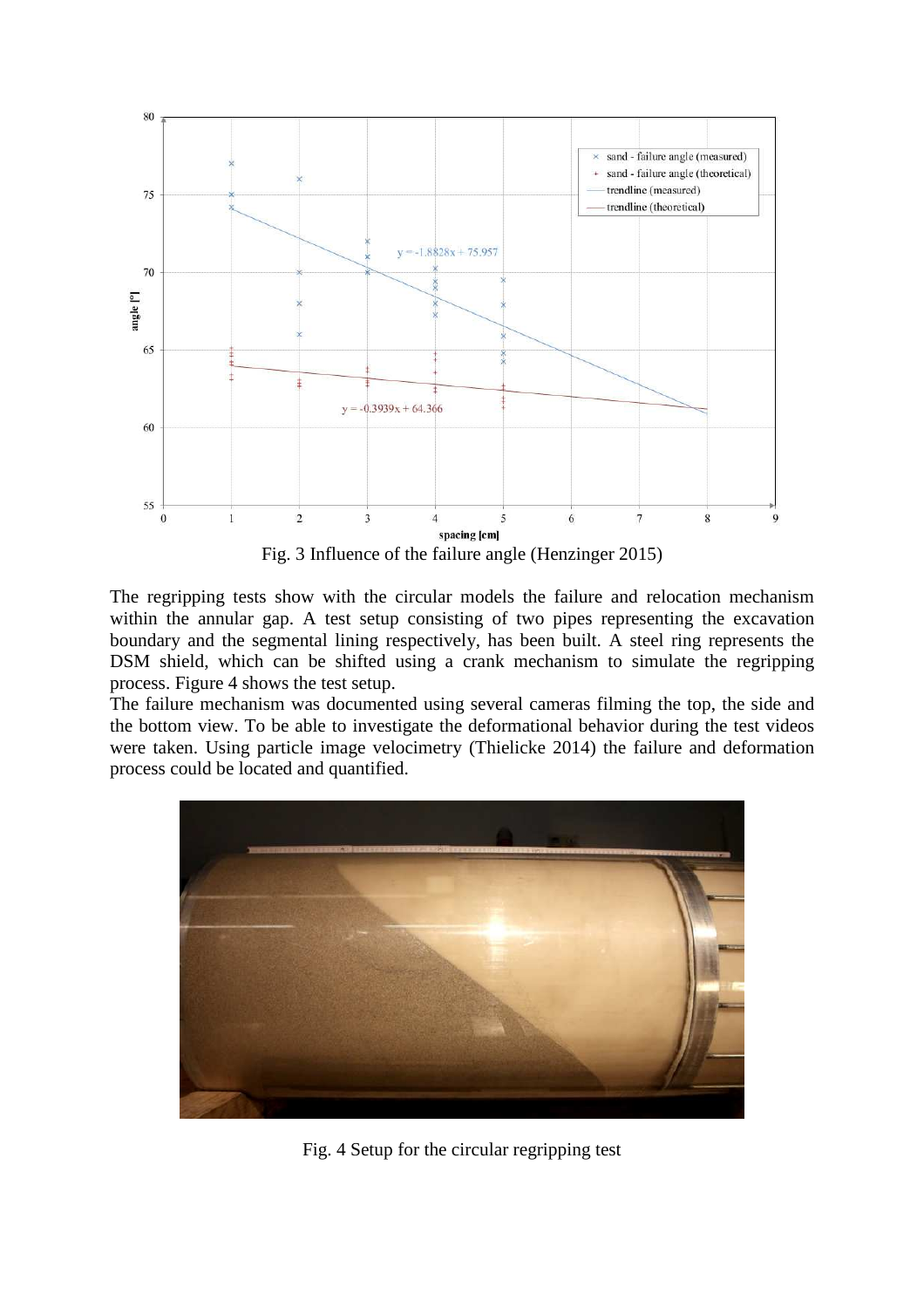Fig. 3 Influence of the failure angle (Henzinger 2015)

The regripping tests show with the circular models the failure and relocation mechanism within the annular gap. A test setup consisting of two pipes representing the excavation boundary and the segmental lining respectively, has been built. A steel ring represents the DSM shield, which can be shifted using a crank mechanism to simulate the regripping process. Figure 4 shows the test setup.

The failure mechanism was documented using several cameras filming the top, the side and the bottom view. To be able to investigate the deformational behavior during the test videos were taken. Using particle image velocimetry (Thielicke 2014) the failure and deformation process could be located and quantified.

Fig. 4 Setup for the circular regripping test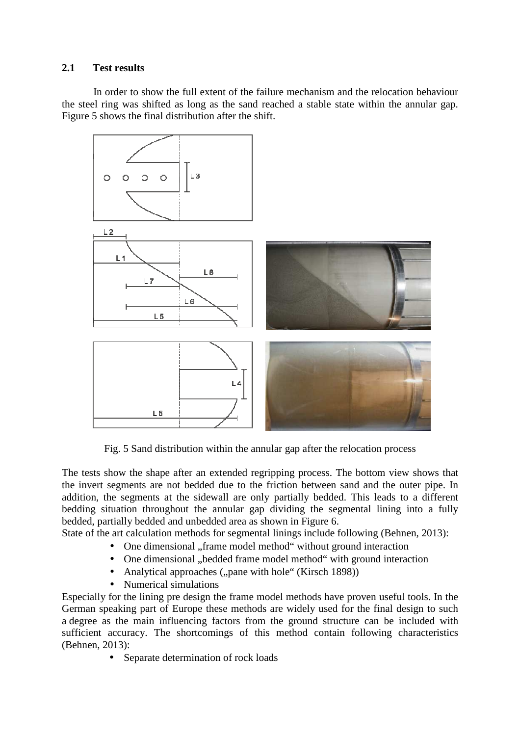### 2.1 Test results

In order to show the full extent of the failure mechanism and the relocation behaviour the steel ring was shifted as long as the sand reached a stable state within the annular gap. Figure 5 shows the final distribution after the shift.

Fig. 5 Sand distribution within the annular gap after the relocation process

The tests show the shape after an extended regripping process. The bottom view shows that the invert segments are not bedded due to the friction between sand and the outer pipe. In addition, the segments at the sidewall are only partially bedded. This leads to a different bedding situation throughout the annular gap dividing the segmental lining into a fully bedded, partially bedded and unbedded area as shown in Figure 6.

State of the art calculation methods for segmental linings include following (Behnen, 2013):

- One dimensional „frame model method“ without ground interaction
- One dimensional „bedded frame model method“ with ground interaction
- Analytical approaches („pane with hole“ (Kirsch 1898))
- Numerical simulations

Especially for the lining pre design the frame model methods have proven useful tools. In the German speaking part of Europe these methods are widely used for the final design to such a degree as the main influencing factors from the ground structure can be included with sufficient accuracy. The shortcomings of this method contain following characteristics (Behnen, 2013):

- Separate determination of rock loads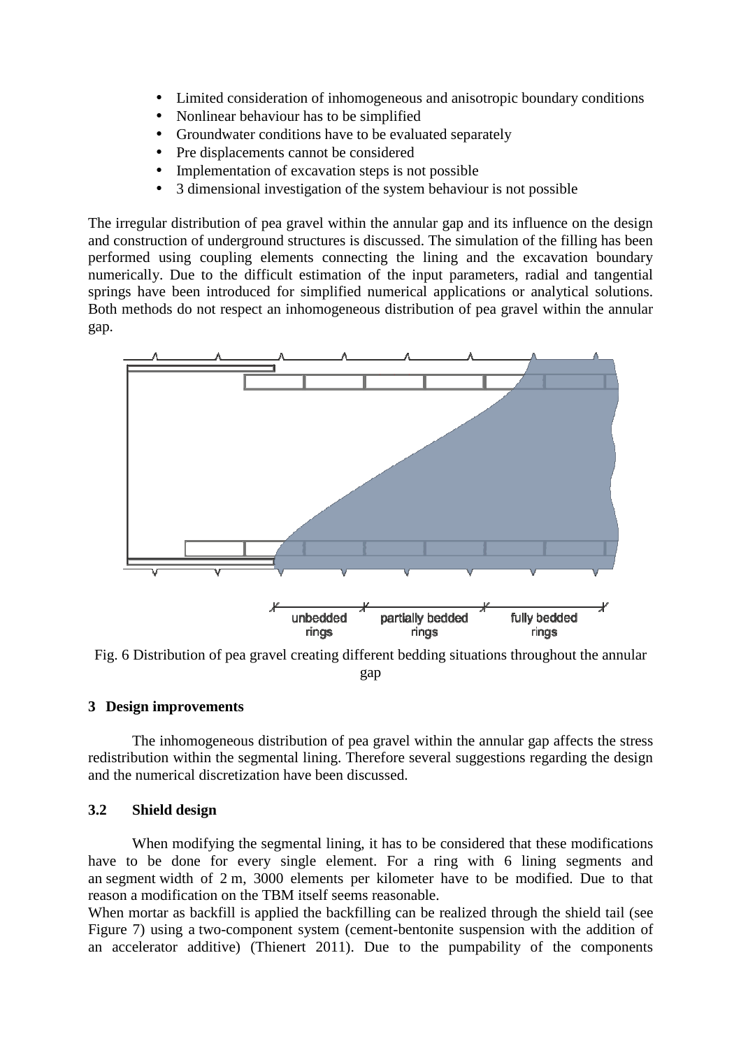- Limited consideration of inhomogeneous and anisotropic boundary conditions
- Nonlinear behaviour has to be simplified
- Groundwater conditions have to be evaluated separately
- Pre displacements cannot be considered
- Implementation of excavation steps is not possible
- 3 dimensional investigation of the system behaviour is not possible

The irregular distribution of pea gravel within the annular gap and its influence on the design and construction of underground structures is discussed. The simulation of the filling has been performed using coupling elements connecting the lining and the excavation boundary numerically. Due to the difficult estimation of the input parameters, radial and tangential springs have been introduced for simplified numerical applications or analytical solutions. Both methods do not respect an inhomogeneous distribution of pea gravel within the annular gap.

unbedded rings | partially bedded rings | fully bedded rings

Fig. 6 Distribution of pea gravel creating different bedding situations throughout the annular gap

## 3 Design improvements

The inhomogeneous distribution of pea gravel within the annular gap affects the stress redistribution within the segmental lining. Therefore several suggestions regarding the design and the numerical discretization have been discussed.

### 3.2 Shield design

When modifying the segmental lining, it has to be considered that these modifications have to be done for every single element. For a ring with 6 lining segments and an segment width of 2 m, 3000 elements per kilometer have to be modified. Due to that reason a modification on the TBM itself seems reasonable.

When mortar as backfill is applied the backfilling can be realized through the shield tail (see Figure 7) using a two-component system (cement-bentonite suspension with the addition of an accelerator additive) (Thienert 2011). Due to the pumpability of the components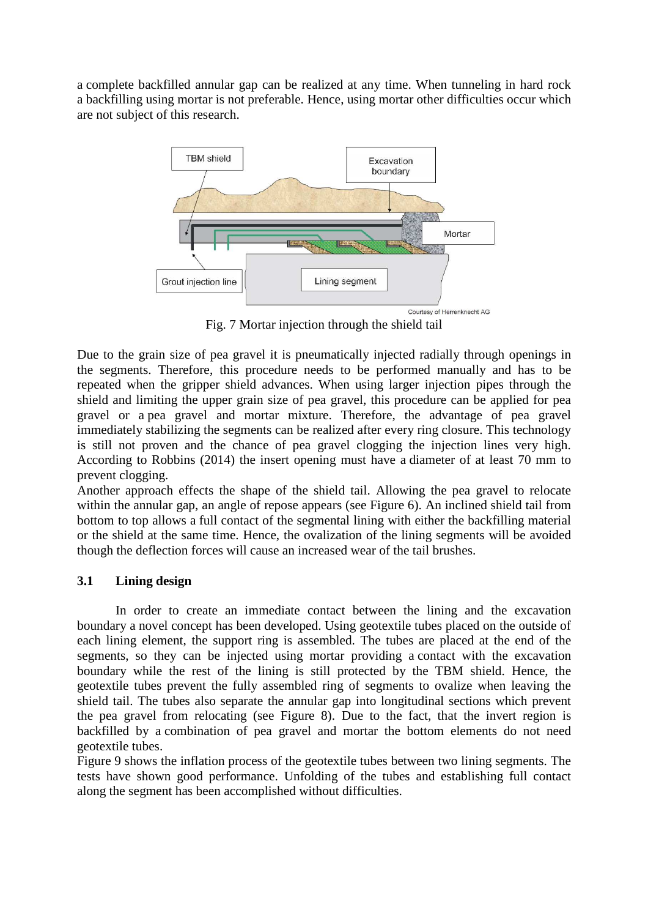a complete backfilled annular gap can be realized at any time. When tunneling in hard rock a backfilling using mortar is not preferable. Hence, using mortar other difficulties occur which are not subject of this research.

Fig. 7 Mortar injection through the shield tail

Due to the grain size of pea gravel it is pneumatically injected radially through openings in the segments. Therefore, this procedure needs to be performed manually and has to be repeated when the gripper shield advances. When using larger injection pipes through the shield and limiting the upper grain size of pea gravel, this procedure can be applied for pea gravel or a pea gravel and mortar mixture. Therefore, the advantage of pea gravel immediately stabilizing the segments can be realized after every ring closure. This technology is still not proven and the chance of pea gravel clogging the injection lines very high. According to Robbins (2014) the insert opening must have a diameter of at least 70 mm to prevent clogging.

Another approach effects the shape of the shield tail. Allowing the pea gravel to relocate within the annular gap, an angle of repose appears (see Figure 6). An inclined shield tail from bottom to top allows a full contact of the segmental lining with either the backfilling material or the shield at the same time. Hence, the ovalization of the lining segments will be avoided though the deflection forces will cause an increased wear of the tail brushes.

### 3.1 Lining design

In order to create an immediate contact between the lining and the excavation boundary a novel concept has been developed. Using geotextile tubes placed on the outside of each lining element, the support ring is assembled. The tubes are placed at the end of the segments, so they can be injected using mortar providing a contact with the excavation boundary while the rest of the lining is still protected by the TBM shield. Hence, the geotextile tubes prevent the fully assembled ring of segments to ovalize when leaving the shield tail. The tubes also separate the annular gap into longitudinal sections which prevent the pea gravel from relocating (see Figure 8). Due to the fact, that the invert region is backfilled by a combination of pea gravel and mortar the bottom elements do not need geotextile tubes.

Figure 9 shows the inflation process of the geotextile tubes between two lining segments. The tests have shown good performance. Unfolding of the tubes and establishing full contact along the segment has been accomplished without difficulties.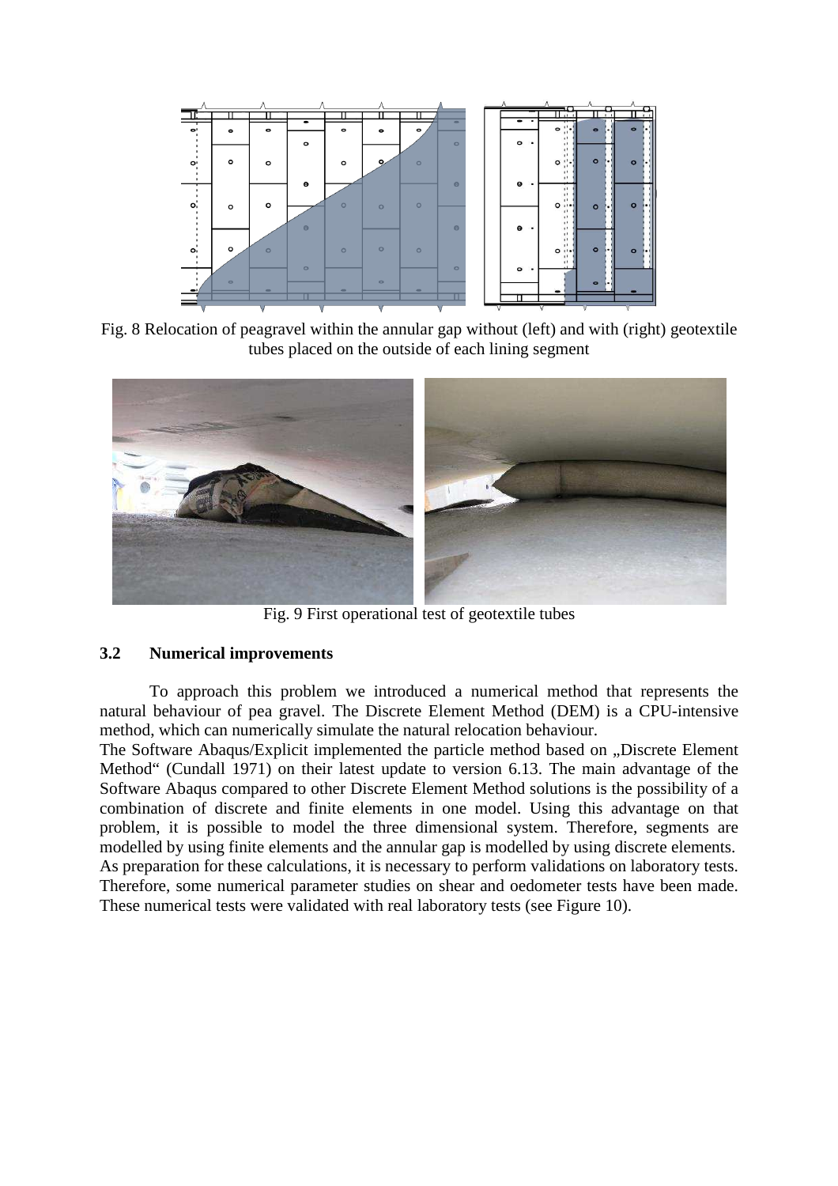Fig. 8 Relocation of peagravel within the annular gap without (left) and with (right) geotextile tubes placed on the outside of each lining segment

Fig. 9 First operational test of geotextile tubes

### 3.2 Numerical improvements

To approach this problem we introduced a numerical method that represents the natural behaviour of pea gravel. The Discrete Element Method (DEM) is a CPU-intensive method, which can numerically simulate the natural relocation behaviour.

The Software Abaqus/Explicit implemented the particle method based on „Discrete Element Method“ (Cundall 1971) on their latest update to version 6.13. The main advantage of the Software Abaqus compared to other Discrete Element Method solutions is the possibility of a combination of discrete and finite elements in one model. Using this advantage on that problem, it is possible to model the three dimensional system. Therefore, segments are modelled by using finite elements and the annular gap is modelled by using discrete elements. As preparation for these calculations, it is necessary to perform validations on laboratory tests. Therefore, some numerical parameter studies on shear and oedometer tests have been made. These numerical tests were validated with real laboratory tests (see Figure 10).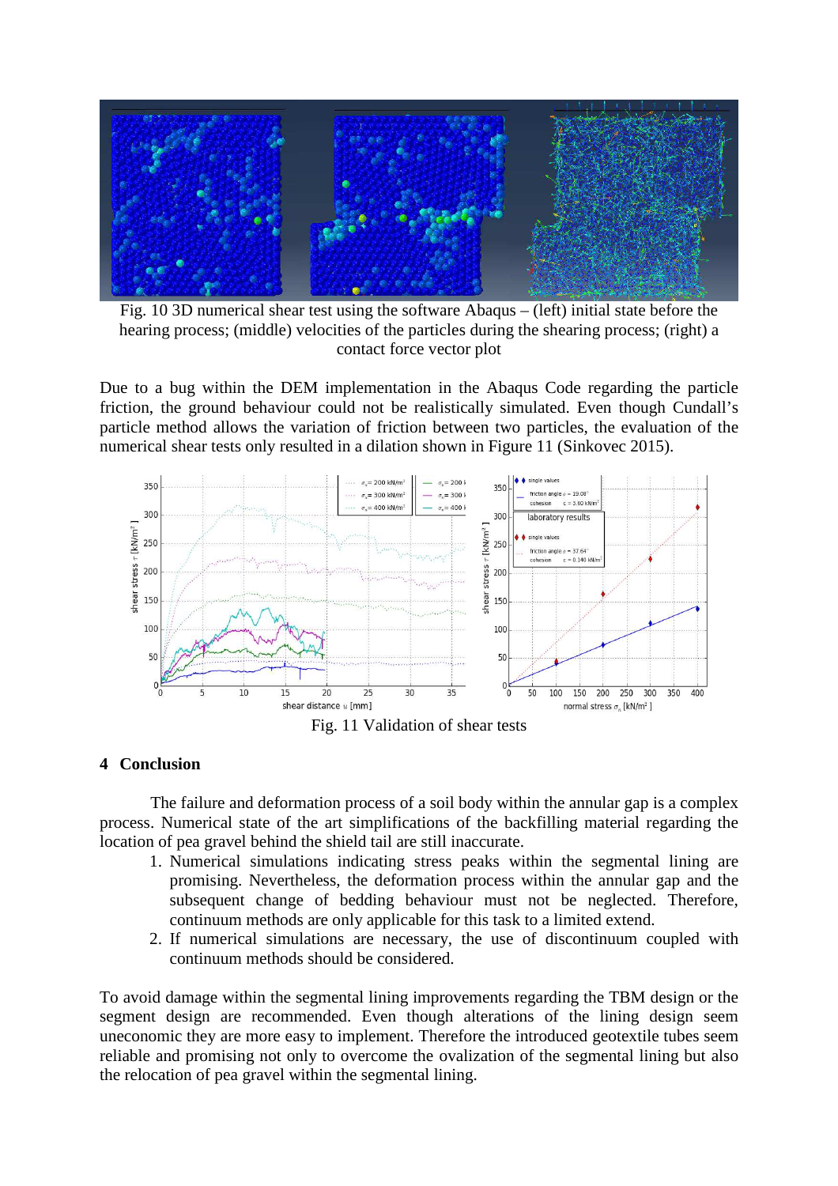Fig. 10 3D numerical shear test using the software Abaqus – (left) initial state before the hearing process; (middle) velocities of the particles during the shearing process; (right) a contact force vector plot

Due to a bug within the DEM implementation in the Abaqus Code regarding the particle friction, the ground behaviour could not be realistically simulated. Even though Cundall's particle method allows the variation of friction between two particles, the evaluation of the numerical shear tests only resulted in a dilation shown in Figure 11 (Sinkovec 2015).

Fig. 11 Validation of shear tests

## 4 Conclusion

The failure and deformation process of a soil body within the annular gap is a complex process. Numerical state of the art simplifications of the backfilling material regarding the location of pea gravel behind the shield tail are still inaccurate.

1. Numerical simulations indicating stress peaks within the segmental lining are promising. Nevertheless, the deformation process within the annular gap and the subsequent change of bedding behaviour must not be neglected. Therefore, continuum methods are only applicable for this task to a limited extend.
2. If numerical simulations are necessary, the use of discontinuum coupled with continuum methods should be considered.

To avoid damage within the segmental lining improvements regarding the TBM design or the segment design are recommended. Even though alterations of the lining design seem uneconomic they are more easy to implement. Therefore the introduced geotextile tubes seem reliable and promising not only to overcome the ovalization of the segmental lining but also the relocation of pea gravel within the segmental lining.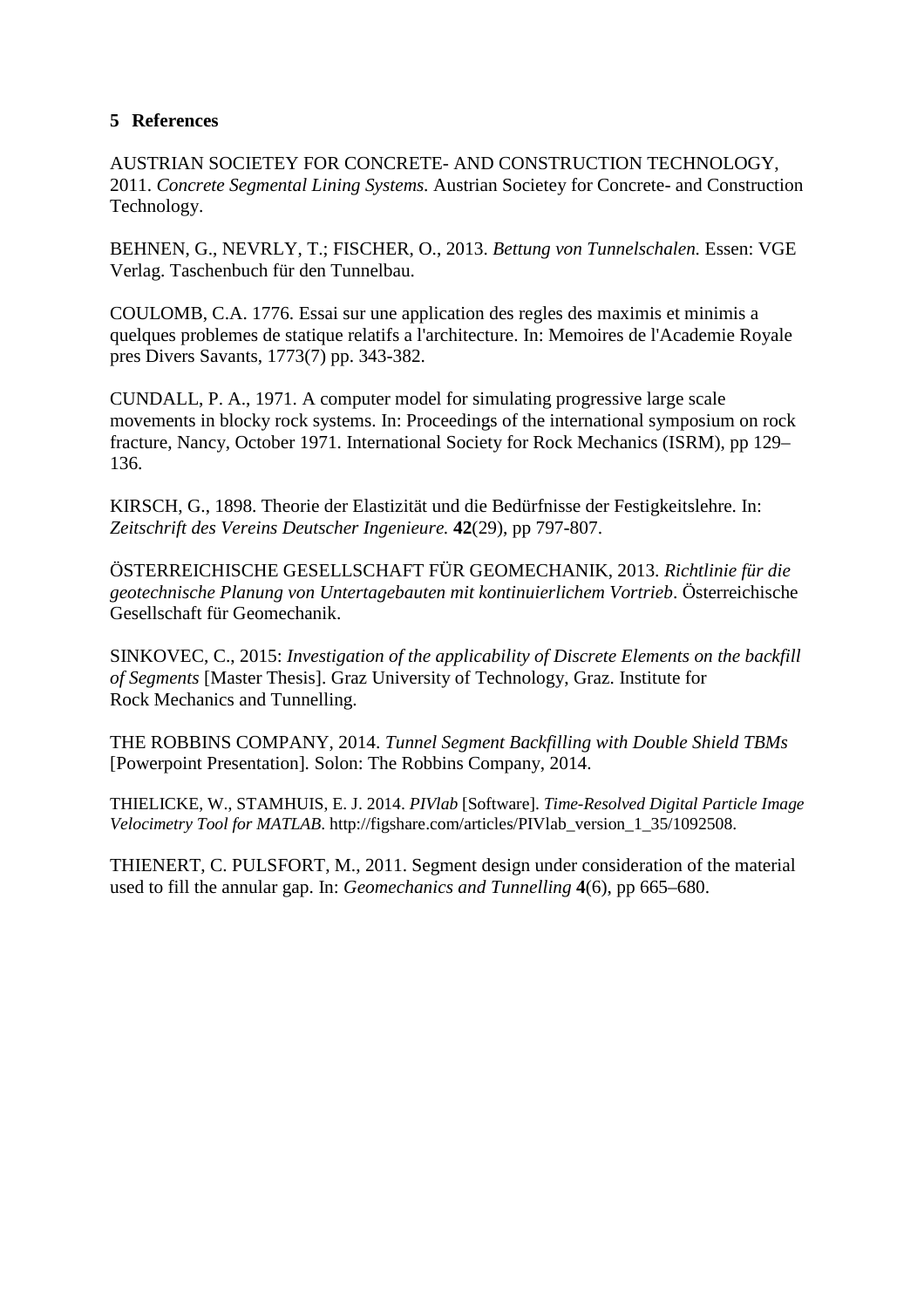## 5 References

AUSTRIAN SOCIETEY FOR CONCRETE- AND CONSTRUCTION TECHNOLOGY, 2011. *Concrete Segmental Lining Systems.* Austrian Societey for Concrete- and Construction Technology.

BEHNEN, G., NEVRLY, T.; FISCHER, O., 2013. *Bettung von Tunnelschalen.* Essen: VGE Verlag. Taschenbuch für den Tunnelbau.

COULOMB, C.A. 1776. Essai sur une application des regles des maximis et minimis a quelques problemes de statique relatifs a l'architecture. In: Memoires de l'Academie Royale pres Divers Savants, 1773(7) pp. 343-382.

CUNDALL, P. A., 1971. A computer model for simulating progressive large scale movements in blocky rock systems. In: Proceedings of the international symposium on rock fracture, Nancy, October 1971. International Society for Rock Mechanics (ISRM), pp 129–136.

KIRSCH, G., 1898. Theorie der Elastizität und die Bedürfnisse der Festigkeitslehre. In: *Zeitschrift des Vereins Deutscher Ingenieure.* **42**(29), pp 797-807.

ÖSTERREICHISCHE GESELLSCHAFT FÜR GEOMECHANIK, 2013. *Richtlinie für die geotechnische Planung von Untertagebauten mit kontinuierlichem Vortrieb*. Österreichische Gesellschaft für Geomechanik.

SINKOVEC, C., 2015: *Investigation of the applicability of Discrete Elements on the backfill of Segments* [Master Thesis]. Graz University of Technology, Graz. Institute for Rock Mechanics and Tunnelling.

THE ROBBINS COMPANY, 2014. *Tunnel Segment Backfilling with Double Shield TBMs* [Powerpoint Presentation]. Solon: The Robbins Company, 2014.

THIELICKE, W., STAMHUIS, E. J. 2014. *PIVlab* [Software]. *Time-Resolved Digital Particle Image Velocimetry Tool for MATLAB.* http://figshare.com/articles/PIVlab_version_1_35/1092508.

THIENERT, C. PULSFORT, M., 2011. Segment design under consideration of the material used to fill the annular gap. In: *Geomechanics and Tunnelling* **4**(6), pp 665–680.